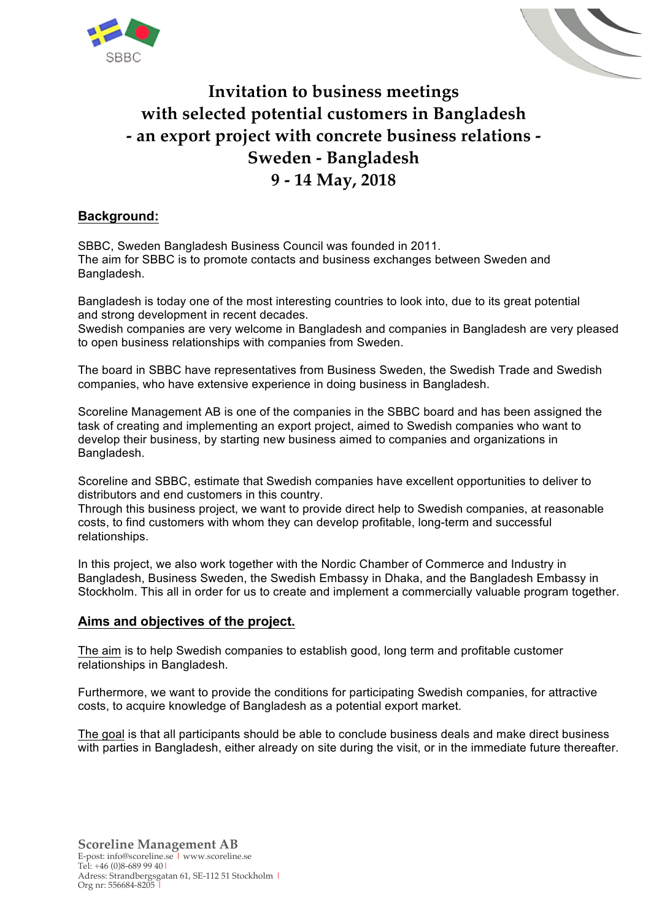SBBC

# Invitation to business meetings with selected potential customers in Bangladesh - an export project with concrete business relations - Sweden - Bangladesh 9 - 14 May, 2018

## Background:

SBBC, Sweden Bangladesh Business Council was founded in 2011.
The aim for SBBC is to promote contacts and business exchanges between Sweden and Bangladesh.

Bangladesh is today one of the most interesting countries to look into, due to its great potential and strong development in recent decades.
Swedish companies are very welcome in Bangladesh and companies in Bangladesh are very pleased to open business relationships with companies from Sweden.

The board in SBBC have representatives from Business Sweden, the Swedish Trade and Swedish companies, who have extensive experience in doing business in Bangladesh.

Scoreline Management AB is one of the companies in the SBBC board and has been assigned the task of creating and implementing an export project, aimed to Swedish companies who want to develop their business, by starting new business aimed to companies and organizations in Bangladesh.

Scoreline and SBBC, estimate that Swedish companies have excellent opportunities to deliver to distributors and end customers in this country.
Through this business project, we want to provide direct help to Swedish companies, at reasonable costs, to find customers with whom they can develop profitable, long-term and successful relationships.

In this project, we also work together with the Nordic Chamber of Commerce and Industry in Bangladesh, Business Sweden, the Swedish Embassy in Dhaka, and the Bangladesh Embassy in Stockholm. This all in order for us to create and implement a commercially valuable program together.

## Aims and objectives of the project.

The aim is to help Swedish companies to establish good, long term and profitable customer relationships in Bangladesh.

Furthermore, we want to provide the conditions for participating Swedish companies, for attractive costs, to acquire knowledge of Bangladesh as a potential export market.

The goal is that all participants should be able to conclude business deals and make direct business with parties in Bangladesh, either already on site during the visit, or in the immediate future thereafter.

**Scoreline Management AB**
E-post: info@scoreline.se | www.scoreline.se
Tel: +46 (0)8-689 99 40 |
Adress: Strandbergsgatan 61, SE-112 51 Stockholm |
Org nr: 556684-8205 |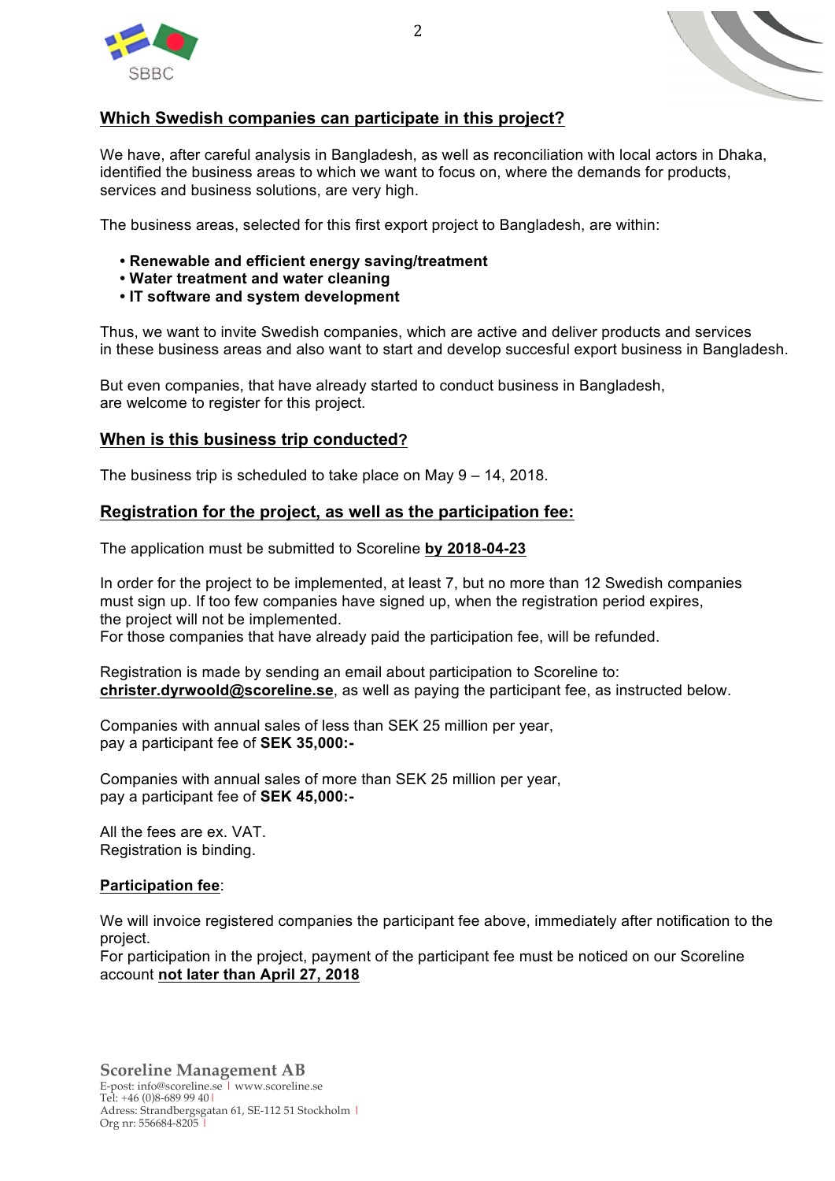## Which Swedish companies can participate in this project?

We have, after careful analysis in Bangladesh, as well as reconciliation with local actors in Dhaka, identified the business areas to which we want to focus on, where the demands for products, services and business solutions, are very high.

The business areas, selected for this first export project to Bangladesh, are within:

- **Renewable and efficient energy saving/treatment**
- **Water treatment and water cleaning**
- **IT software and system development**

Thus, we want to invite Swedish companies, which are active and deliver products and services in these business areas and also want to start and develop succesful export business in Bangladesh.

But even companies, that have already started to conduct business in Bangladesh, are welcome to register for this project.

## When is this business trip conducted?

The business trip is scheduled to take place on May 9 – 14, 2018.

## Registration for the project, as well as the participation fee:

The application must be submitted to Scoreline **by 2018-04-23**

In order for the project to be implemented, at least 7, but no more than 12 Swedish companies must sign up. If too few companies have signed up, when the registration period expires, the project will not be implemented.
For those companies that have already paid the participation fee, will be refunded.

Registration is made by sending an email about participation to Scoreline to:
**christer.dyrwoold@scoreline.se**, as well as paying the participant fee, as instructed below.

Companies with annual sales of less than SEK 25 million per year, pay a participant fee of **SEK 35,000:-**

Companies with annual sales of more than SEK 25 million per year, pay a participant fee of **SEK 45,000:-**

All the fees are ex. VAT.
Registration is binding.

**Participation fee**:

We will invoice registered companies the participant fee above, immediately after notification to the project.
For participation in the project, payment of the participant fee must be noticed on our Scoreline account **not later than April 27, 2018**

**Scoreline Management AB**
E-post: info@scoreline.se | www.scoreline.se
Tel: +46 (0)8-689 99 40 |
Adress: Strandbergsgatan 61, SE-112 51 Stockholm |
Org nr: 556684-8205 |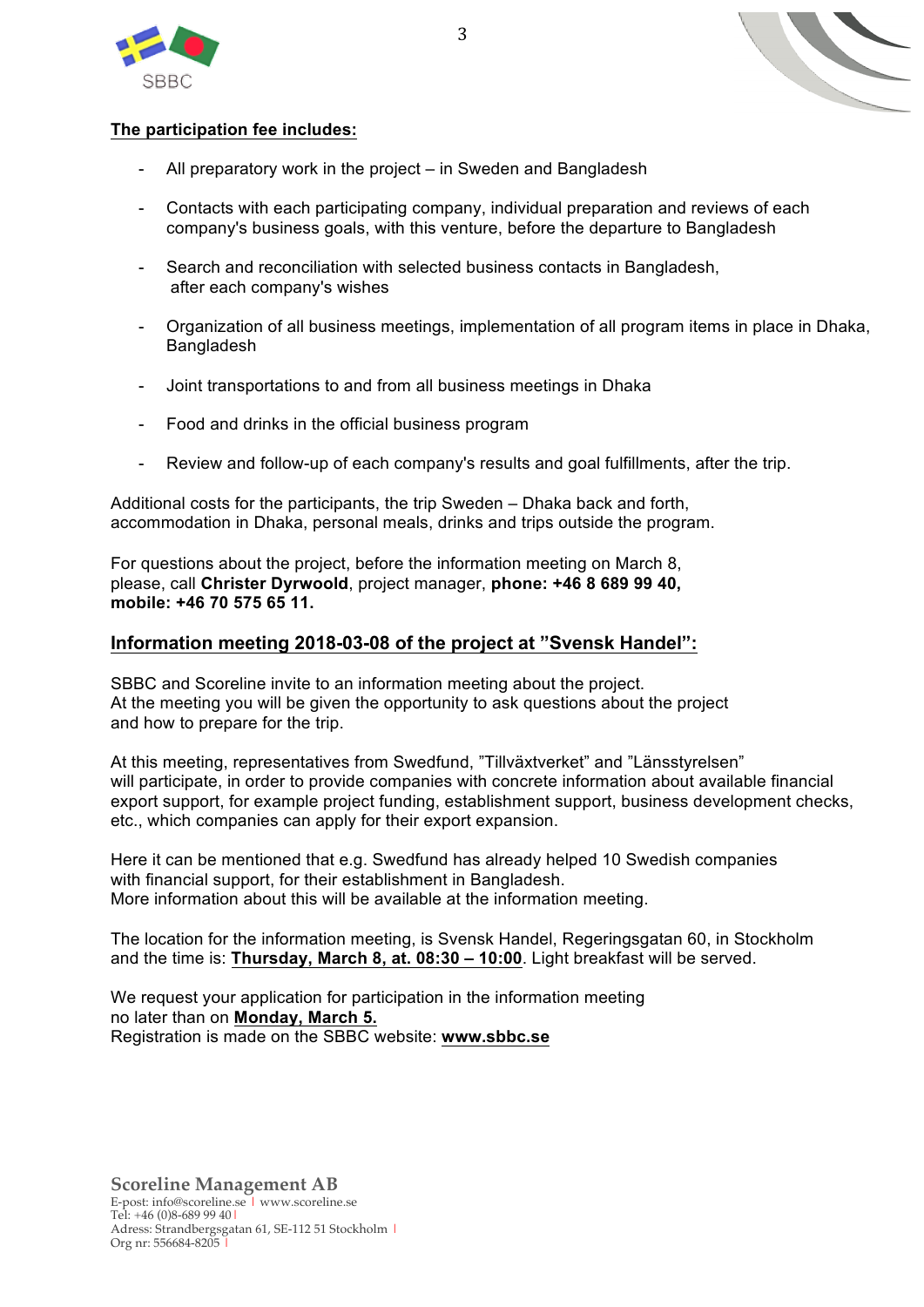**The participation fee includes:**

- All preparatory work in the project – in Sweden and Bangladesh
- Contacts with each participating company, individual preparation and reviews of each company's business goals, with this venture, before the departure to Bangladesh
- Search and reconciliation with selected business contacts in Bangladesh, after each company's wishes
- Organization of all business meetings, implementation of all program items in place in Dhaka, Bangladesh
- Joint transportations to and from all business meetings in Dhaka
- Food and drinks in the official business program
- Review and follow-up of each company's results and goal fulfillments, after the trip.

Additional costs for the participants, the trip Sweden – Dhaka back and forth, accommodation in Dhaka, personal meals, drinks and trips outside the program.

For questions about the project, before the information meeting on March 8, please, call **Christer Dyrwoold**, project manager, **phone: +46 8 689 99 40, mobile: +46 70 575 65 11.**

## Information meeting 2018-03-08 of the project at "Svensk Handel":

SBBC and Scoreline invite to an information meeting about the project.
At the meeting you will be given the opportunity to ask questions about the project and how to prepare for the trip.

At this meeting, representatives from Swedfund, "Tillväxtverket" and "Länsstyrelsen" will participate, in order to provide companies with concrete information about available financial export support, for example project funding, establishment support, business development checks, etc., which companies can apply for their export expansion.

Here it can be mentioned that e.g. Swedfund has already helped 10 Swedish companies with financial support, for their establishment in Bangladesh.
More information about this will be available at the information meeting.

The location for the information meeting, is Svensk Handel, Regeringsgatan 60, in Stockholm and the time is: **Thursday, March 8, at. 08:30 – 10:00**. Light breakfast will be served.

We request your application for participation in the information meeting no later than on **Monday, March 5.**
Registration is made on the SBBC website: **www.sbbc.se**

**Scoreline Management AB**
E-post: info@scoreline.se | www.scoreline.se
Tel: +46 (0)8-689 99 40 |
Adress: Strandbergsgatan 61, SE-112 51 Stockholm |
Org nr: 556684-8205 |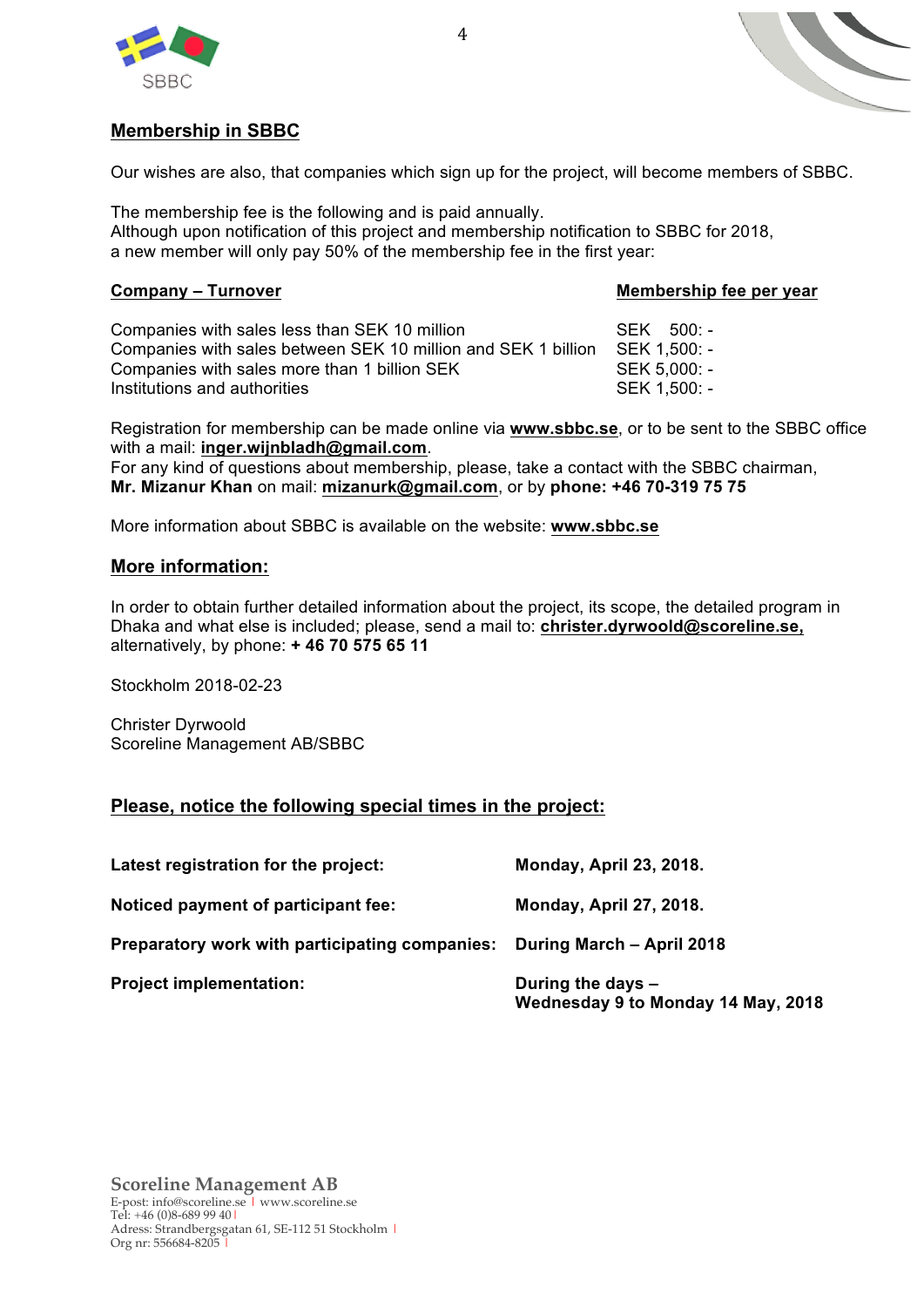## Membership in SBBC

Our wishes are also, that companies which sign up for the project, will become members of SBBC.

The membership fee is the following and is paid annually.
Although upon notification of this project and membership notification to SBBC for 2018, a new member will only pay 50% of the membership fee in the first year:

| Company – Turnover | Membership fee per year |
|---|---|
| Companies with sales less than SEK 10 million | SEK 500: - |
| Companies with sales between SEK 10 million and SEK 1 billion | SEK 1,500: - |
| Companies with sales more than 1 billion SEK | SEK 5,000: - |
| Institutions and authorities | SEK 1,500: - |

Registration for membership can be made online via **www.sbbc.se**, or to be sent to the SBBC office with a mail: **inger.wijnbladh@gmail.com**.
For any kind of questions about membership, please, take a contact with the SBBC chairman, **Mr. Mizanur Khan** on mail: **mizanurk@gmail.com**, or by **phone: +46 70-319 75 75**

More information about SBBC is available on the website: **www.sbbc.se**

## More information:

In order to obtain further detailed information about the project, its scope, the detailed program in Dhaka and what else is included; please, send a mail to: **christer.dyrwoold@scoreline.se,** alternatively, by phone: **+ 46 70 575 65 11**

Stockholm 2018-02-23

Christer Dyrwoold
Scoreline Management AB/SBBC

## Please, notice the following special times in the project:

| | |
|---|---|
| **Latest registration for the project:** | **Monday, April 23, 2018.** |
| **Noticed payment of participant fee:** | **Monday, April 27, 2018.** |
| **Preparatory work with participating companies:** | **During March – April 2018** |
| **Project implementation:** | **During the days – Wednesday 9 to Monday 14 May, 2018** |

**Scoreline Management AB**
E-post: info@scoreline.se | www.scoreline.se
Tel: +46 (0)8-689 99 40 |
Adress: Strandbergsgatan 61, SE-112 51 Stockholm |
Org nr: 556684-8205 |